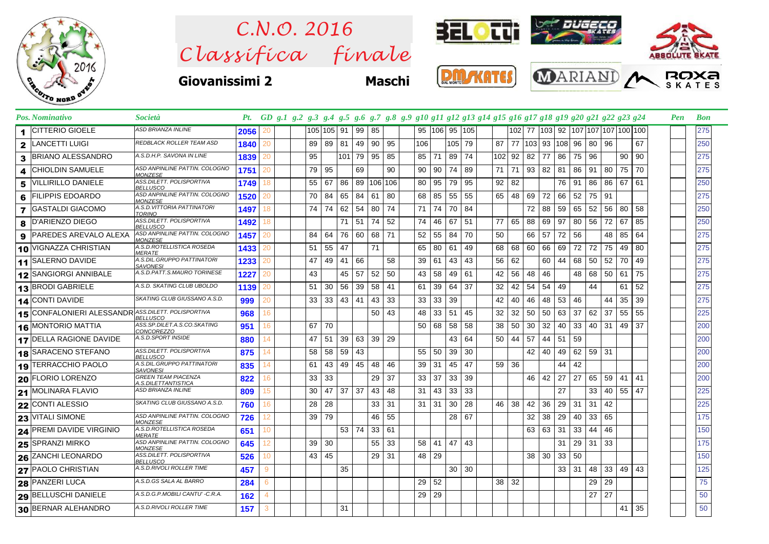# C.N.O. 2016

# Classifica finale

**Giovanissimi 2** **Maschi**

| Pos. | Nominativo | Società | Pt. | GD | g.1 | g.2 | g.3 | g.4 | g.5 | g.6 | g.7 | g.8 | g.9 | g10 | g11 | g12 | g13 | g14 | g15 | g16 | g17 | g18 | g19 | g20 | g21 | g22 | g23 | g24 | Pen | Bon |
|---|---|---|---|---|---|---|---|---|---|---|---|---|---|---|---|---|---|---|---|---|---|---|---|---|---|---|---|---|---|---|
| 1 | CITTERIO GIOELE | ASD BRIANZA INLINE | 2056 | 20 | | | 105 | 105 | 91 | 99 | 85 | | | 95 | 106 | 95 | 105 | | | 102 | 77 | 103 | 92 | 107 | 107 | 107 | 100 | 100 | | 275 |
| 2 | LANCETTI LUIGI | REDBLACK ROLLER TEAM ASD | 1840 | 20 | | | 89 | 89 | 81 | 49 | 90 | 95 | | 106 | | 105 | 79 | | 87 | 77 | 103 | 93 | 108 | 96 | 80 | 96 | | 67 | | 250 |
| 3 | BRIANO ALESSANDRO | A.S.D.H.P. SAVONA IN LINE | 1839 | 20 | | | 95 | | 101 | 79 | 95 | 85 | | 85 | 71 | 89 | 74 | | 102 | 92 | 82 | 77 | 86 | 75 | 96 | | 90 | 90 | | 275 |
| 4 | CHIOLDIN SAMUELE | ASD ANPINLINE PATTIN. COLOGNO MONZESE | 1751 | 20 | | | 79 | 95 | | 69 | | 90 | | 90 | 90 | 74 | 89 | | 71 | 71 | 93 | 82 | 81 | 86 | 91 | 80 | 75 | 70 | | 275 |
| 5 | VILLIRILLO DANIELE | ASS.DILETT. POLISPORTIVA BELLUSCO | 1749 | 18 | | | 55 | 67 | 86 | 89 | 106 | 106 | | 80 | 95 | 79 | 95 | | 92 | 82 | | | 76 | 91 | 86 | 86 | 67 | 61 | | 250 |
| 6 | FILIPPIS EDOARDO | ASD ANPINLINE PATTIN. COLOGNO MONZESE | 1520 | 20 | | | 70 | 84 | 65 | 84 | 61 | 80 | | 68 | 85 | 55 | 55 | | 65 | 48 | 69 | 72 | 66 | 52 | 75 | 91 | | | | 275 |
| 7 | GASTALDI GIACOMO | A.S.D.VITTORIA PATTINATORI TORINO | 1497 | 18 | | | 74 | 74 | 62 | 54 | 80 | 74 | | 71 | 74 | 70 | 84 | | | | 72 | 88 | 59 | 65 | 52 | 56 | 80 | 58 | | 250 |
| 8 | D'ARIENZO DIEGO | ASS.DILETT. POLISPORTIVA BELLUSCO | 1492 | 18 | | | | | 71 | 51 | 74 | 52 | | 74 | 46 | 67 | 51 | | 77 | 65 | 88 | 69 | 97 | 80 | 56 | 72 | 67 | 85 | | 250 |
| 9 | PAREDES AREVALO ALEXA | ASD ANPINLINE PATTIN. COLOGNO MONZESE | 1457 | 20 | | | 84 | 64 | 76 | 60 | 68 | 71 | | 52 | 55 | 84 | 70 | | 50 | | 66 | 57 | 72 | 56 | | 48 | 85 | 64 | | 275 |
| 10 | VIGNAZZA CHRISTIAN | A.S.D.ROTELLISTICA ROSEDA MERATE | 1433 | 20 | | | 51 | 55 | 47 | | 71 | | | 65 | 80 | 61 | 49 | | 68 | 68 | 60 | 66 | 69 | 72 | 72 | 75 | 49 | 80 | | 275 |
| 11 | SALERNO DAVIDE | A.S.DIL.GRUPPO PATTINATORI SAVONESI | 1233 | 20 | | | 47 | 49 | 41 | 66 | | 58 | | 39 | 61 | 43 | 43 | | 56 | 62 | | 60 | 44 | 68 | 50 | 52 | 70 | 49 | | 275 |
| 12 | SANGIORGI ANNIBALE | A.S.D.PATT.S.MAURO TORINESE | 1227 | 20 | | | 43 | | 45 | 57 | 52 | 50 | | 43 | 58 | 49 | 61 | | 42 | 56 | 48 | 46 | | 48 | 68 | 50 | 61 | 75 | | 275 |
| 13 | BRODI GABRIELE | A.S.D. SKATING CLUB UBOLDO | 1139 | 20 | | | 51 | 30 | 56 | 39 | 58 | 41 | | 61 | 39 | 64 | 37 | | 32 | 42 | 54 | 54 | 49 | | 44 | | 61 | 52 | | 275 |
| 14 | CONTI DAVIDE | SKATING CLUB GIUSSANO A.S.D. | 999 | 20 | | | 33 | 33 | 43 | 41 | 43 | 33 | | 33 | 33 | 39 | | | 42 | 40 | 46 | 48 | 53 | 46 | | 44 | 35 | 39 | | 275 |
| 15 | CONFALONIERI ALESSANDR | ASS.DILETT. POLISPORTIVA BELLUSCO | 968 | 16 | | | | | | | 50 | 43 | | 48 | 33 | 51 | 45 | | 32 | 32 | 50 | 50 | 63 | 37 | 62 | 37 | 55 | 55 | | 225 |
| 16 | MONTORIO MATTIA | ASS.SP.DILET.A.S.CO.SKATING CONCOREZZO | 951 | 16 | | | 67 | 70 | | | | | | 50 | 68 | 58 | 58 | | 38 | 50 | 30 | 32 | 40 | 33 | 40 | 31 | 49 | 37 | | 200 |
| 17 | DELLA RAGIONE DAVIDE | A.S.D.SPORT INSIDE | 880 | 14 | | | 47 | 51 | 39 | 63 | 39 | 29 | | | | 43 | 64 | | 50 | 44 | 57 | 44 | 51 | 59 | | | | | | 200 |
| 18 | SARACENO STEFANO | ASS.DILETT. POLISPORTIVA BELLUSCO | 875 | 14 | | | 58 | 58 | 59 | 43 | | | | 55 | 50 | 39 | 30 | | | | 42 | 40 | 49 | 62 | 59 | 31 | | | | 200 |
| 19 | TERRACCHIO PAOLO | A.S.DIL.GRUPPO PATTINATORI SAVONESI | 835 | 14 | | | 61 | 43 | 49 | 45 | 48 | 46 | | 39 | 31 | 45 | 47 | | 59 | 36 | | | 44 | 42 | | | | | | 200 |
| 20 | FLORIO LORENZO | GREEN TEAM PIACENZA A.S.DILETTANTISTICA | 822 | 16 | | | 33 | 33 | | | 29 | 37 | | 33 | 37 | 33 | 39 | | | | 46 | 42 | 27 | 27 | 65 | 59 | 41 | 41 | | 200 |
| 21 | MOLINARA FLAVIO | ASD BRIANZA INLINE | 809 | 15 | | | 30 | 47 | 37 | 37 | 43 | 48 | | 31 | 43 | 33 | 33 | | | | | | 27 | | 33 | 40 | 55 | 47 | | 225 |
| 22 | CONTI ALESSIO | SKATING CLUB GIUSSANO A.S.D. | 760 | 16 | | | 28 | 28 | | | 33 | 31 | | 31 | 31 | 30 | 28 | | 46 | 38 | 42 | 36 | 29 | 31 | 31 | 42 | | | | 225 |
| 23 | VITALI SIMONE | ASD ANPINLINE PATTIN. COLOGNO MONZESE | 726 | 12 | | | 39 | 79 | | | 46 | 55 | | | | 28 | 67 | | | | 32 | 38 | 29 | 40 | 33 | 65 | | | | 175 |
| 24 | PREMI DAVIDE VIRGINIO | A.S.D.ROTELLISTICA ROSEDA MERATE | 651 | 10 | | | | | 53 | 74 | 33 | 61 | | | | | | | | | 63 | 63 | 31 | 33 | 44 | 46 | | | | 150 |
| 25 | SPRANZI MIRKO | ASD ANPINLINE PATTIN. COLOGNO MONZESE | 645 | 12 | | | 39 | 30 | | | 55 | 33 | | 58 | 41 | 47 | 43 | | | | | | 31 | 29 | 31 | 33 | | | | 175 |
| 26 | ZANCHI LEONARDO | ASS.DILETT. POLISPORTIVA BELLUSCO | 526 | 10 | | | 43 | 45 | | | 29 | 31 | | 48 | 29 | | | | | | 38 | 30 | 33 | 50 | | | | | | 150 |
| 27 | PAOLO CHRISTIAN | A.S.D.RIVOLI ROLLER TIME | 457 | 9 | | | | | 35 | | | | | | | 30 | 30 | | | | | | 33 | 31 | 48 | 33 | 49 | 43 | | 125 |
| 28 | PANZERI LUCA | A.S.D.GS SALA AL BARRO | 284 | 6 | | | | | | | | | | 29 | 52 | | | | 38 | 32 | | | | | 29 | 29 | | | | 75 |
| 29 | BELLUSCHI DANIELE | A.S.D.G.P.MOBILI CANTU' -C.R.A. | 162 | 4 | | | | | | | | | | 29 | 29 | | | | | | | | | | 27 | 27 | | | | 50 |
| 30 | BERNAR ALEHANDRO | A.S.D.RIVOLI ROLLER TIME | 157 | 3 | | | | | 31 | | | | | | | | | | | | | | | | | | 41 | 35 | | 50 |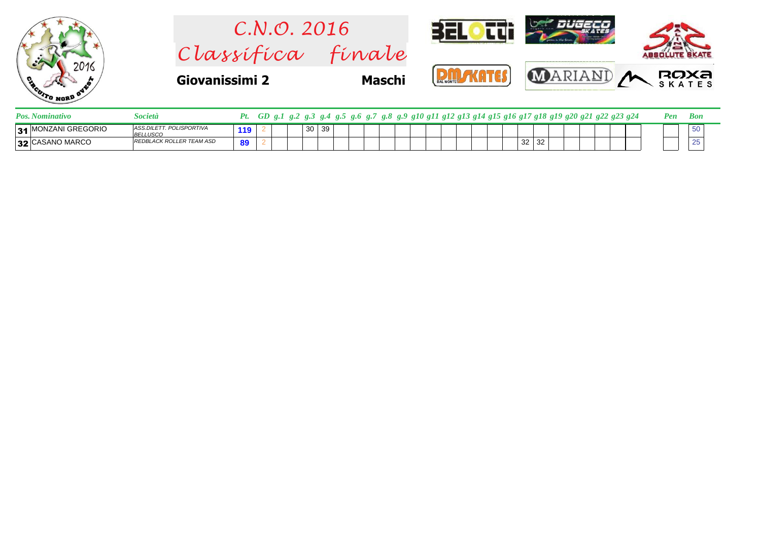# C.N.O. 2016
# Classifica finale

**Giovanissimi 2** **Maschi**

| Pos. | Nominativo | Società | Pt. | GD | g.1 | g.2 | g.3 | g.4 | g.5 | g.6 | g.7 | g.8 | g.9 | g10 | g11 | g12 | g13 | g14 | g15 | g16 | g17 | g18 | g19 | g20 | g21 | g22 | g23 | g24 | Pen | Bon |
|---|---|---|---|---|---|---|---|---|---|---|---|---|---|---|---|---|---|---|---|---|---|---|---|---|---|---|---|---|---|---|
| 31 | MONZANI GREGORIO | ASS.DILETT. POLISPORTIVA BELLUSCO | 119 | 2 | | | 30 | 39 | | | | | | | | | | | | | | | | | | | | | | 50 |
| 32 | CASANO MARCO | REDBLACK ROLLER TEAM ASD | 89 | 2 | | | | | | | | | | | | | | | | | 32 | 32 | | | | | | | | 25 |